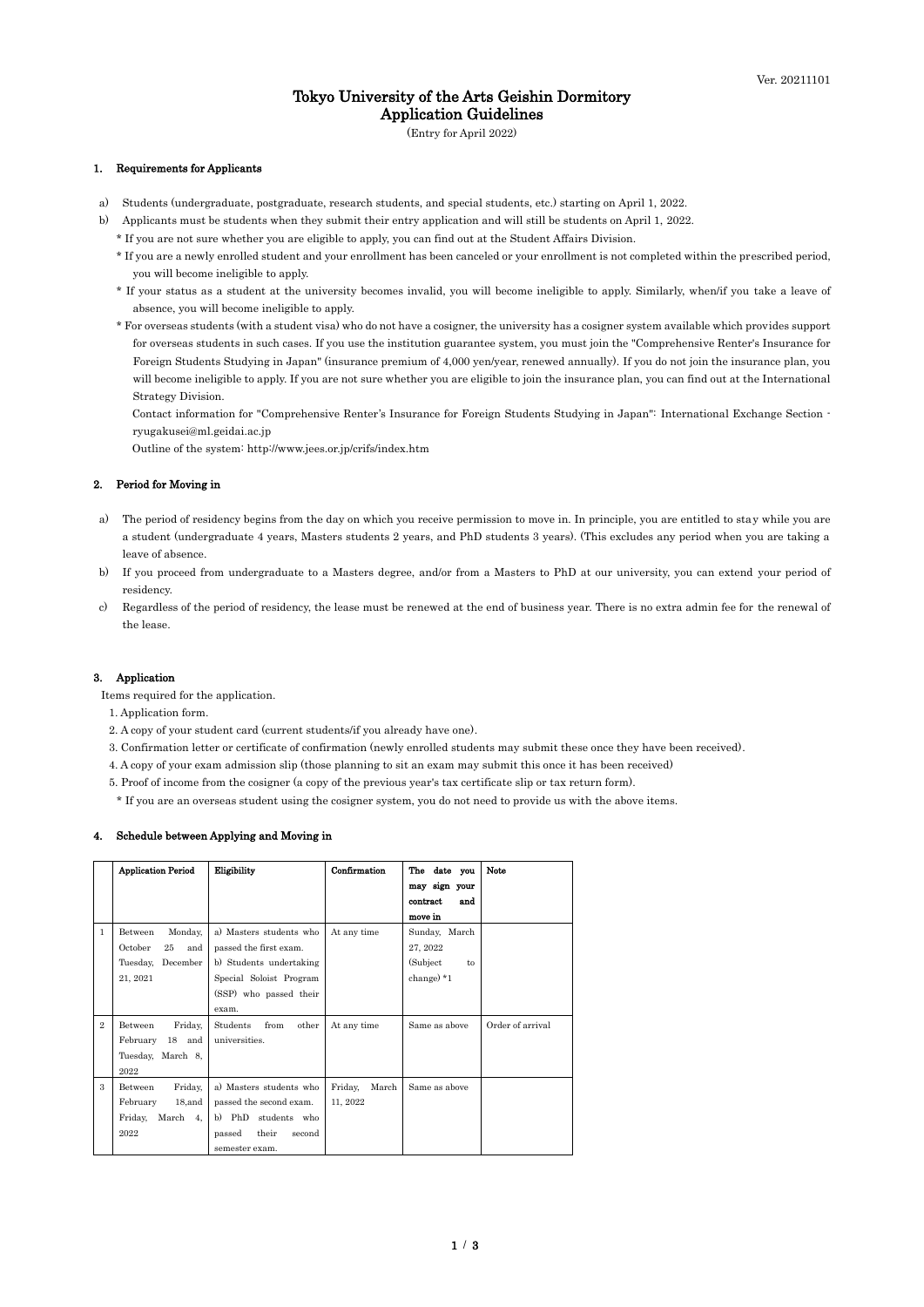Ver. 20211101

# Tokyo University of the Arts Geishin Dormitory Application Guidelines

(Entry for April 2022)

## 1. Requirements for Applicants

a) Students (undergraduate, postgraduate, research students, and special students, etc.) starting on April 1, 2022.

b) Applicants must be students when they submit their entry application and will still be students on April 1, 2022.

* If you are not sure whether you are eligible to apply, you can find out at the Student Affairs Division.

* If you are a newly enrolled student and your enrollment has been canceled or your enrollment is not completed within the prescribed period, you will become ineligible to apply.

* If your status as a student at the university becomes invalid, you will become ineligible to apply. Similarly, when/if you take a leave of absence, you will become ineligible to apply.

* For overseas students (with a student visa) who do not have a cosigner, the university has a cosigner system available which provides support for overseas students in such cases. If you use the institution guarantee system, you must join the "Comprehensive Renter's Insurance for Foreign Students Studying in Japan" (insurance premium of 4,000 yen/year, renewed annually). If you do not join the insurance plan, you will become ineligible to apply. If you are not sure whether you are eligible to join the insurance plan, you can find out at the International Strategy Division.

Contact information for "Comprehensive Renter's Insurance for Foreign Students Studying in Japan": International Exchange Section - ryugakusei@ml.geidai.ac.jp

Outline of the system: http://www.jees.or.jp/crifs/index.htm

## 2. Period for Moving in

a) The period of residency begins from the day on which you receive permission to move in. In principle, you are entitled to stay while you are a student (undergraduate 4 years, Masters students 2 years, and PhD students 3 years). (This excludes any period when you are taking a leave of absence.

b) If you proceed from undergraduate to a Masters degree, and/or from a Masters to PhD at our university, you can extend your period of residency.

c) Regardless of the period of residency, the lease must be renewed at the end of business year. There is no extra admin fee for the renewal of the lease.

## 3. Application

Items required for the application.

1. Application form.
2. A copy of your student card (current students/if you already have one).
3. Confirmation letter or certificate of confirmation (newly enrolled students may submit these once they have been received).
4. A copy of your exam admission slip (those planning to sit an exam may submit this once it has been received)
5. Proof of income from the cosigner (a copy of the previous year's tax certificate slip or tax return form).

* If you are an overseas student using the cosigner system, you do not need to provide us with the above items.

## 4. Schedule between Applying and Moving in

| | Application Period | Eligibility | Confirmation | The date you may sign your contract and move in | Note |
|---|---|---|---|---|---|
| 1 | Between Monday, October 25 and Tuesday, December 21, 2021 | a) Masters students who passed the first exam. b) Students undertaking Special Soloist Program (SSP) who passed their exam. | At any time | Sunday, March 27, 2022 (Subject to change) *1 | |
| 2 | Between Friday, February 18 and Tuesday, March 8, 2022 | Students from other universities. | At any time | Same as above | Order of arrival |
| 3 | Between Friday, February 18,and Friday, March 4, 2022 | a) Masters students who passed the second exam. b) PhD students who passed their second semester exam. | Friday, March 11, 2022 | Same as above | |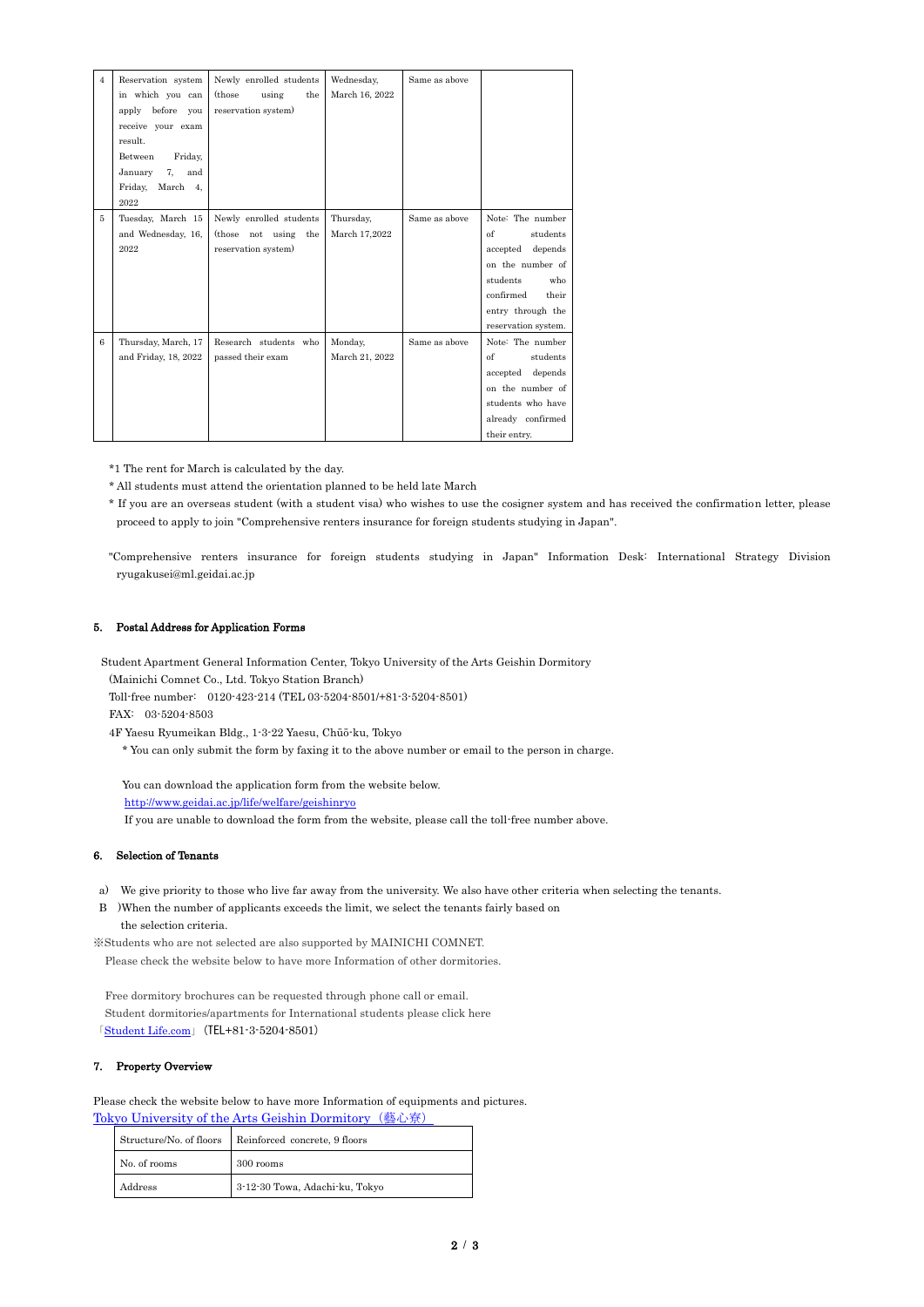| 4 | Reservation system in which you can apply before you receive your exam result. Between Friday, January 7, and Friday, March 4, 2022 | Newly enrolled students (those using the reservation system) | Wednesday, March 16, 2022 | Same as above | |
|---|---|---|---|---|---|
| 5 | Tuesday, March 15 and Wednesday, 16, 2022 | Newly enrolled students (those not using the reservation system) | Thursday, March 17,2022 | Same as above | Note: The number of students accepted depends on the number of students who confirmed their entry through the reservation system. |
| 6 | Thursday, March, 17 and Friday, 18, 2022 | Research students who passed their exam | Monday, March 21, 2022 | Same as above | Note: The number of students accepted depends on the number of students who have already confirmed their entry. |

*1 The rent for March is calculated by the day.

* All students must attend the orientation planned to be held late March

* If you are an overseas student (with a student visa) who wishes to use the cosigner system and has received the confirmation letter, please proceed to apply to join "Comprehensive renters insurance for foreign students studying in Japan".

"Comprehensive renters insurance for foreign students studying in Japan" Information Desk: International Strategy Division ryugakusei@ml.geidai.ac.jp

### 5. Postal Address for Application Forms

Student Apartment General Information Center, Tokyo University of the Arts Geishin Dormitory
(Mainichi Comnet Co., Ltd. Tokyo Station Branch)
Toll-free number: 0120-423-214 (TEL 03-5204-8501/+81-3-5204-8501)
FAX: 03-5204-8503
4F Yaesu Ryumeikan Bldg., 1-3-22 Yaesu, Chūō-ku, Tokyo

* You can only submit the form by faxing it to the above number or email to the person in charge.

You can download the application form from the website below.
http://www.geidai.ac.jp/life/welfare/geishinryo
If you are unable to download the form from the website, please call the toll-free number above.

### 6. Selection of Tenants

a) We give priority to those who live far away from the university. We also have other criteria when selecting the tenants.

B )When the number of applicants exceeds the limit, we select the tenants fairly based on the selection criteria.

※Students who are not selected are also supported by MAINICHI COMNET.
Please check the website below to have more Information of other dormitories.

Free dormitory brochures can be requested through phone call or email.
Student dormitories/apartments for International students please click here
「Student Life.com」 (TEL+81-3-5204-8501)

### 7. Property Overview

Please check the website below to have more Information of equipments and pictures.
Tokyo University of the Arts Geishin Dormitory（藝心寮）

| Structure/No. of floors | Reinforced concrete, 9 floors |
|---|---|
| No. of rooms | 300 rooms |
| Address | 3-12-30 Towa, Adachi-ku, Tokyo |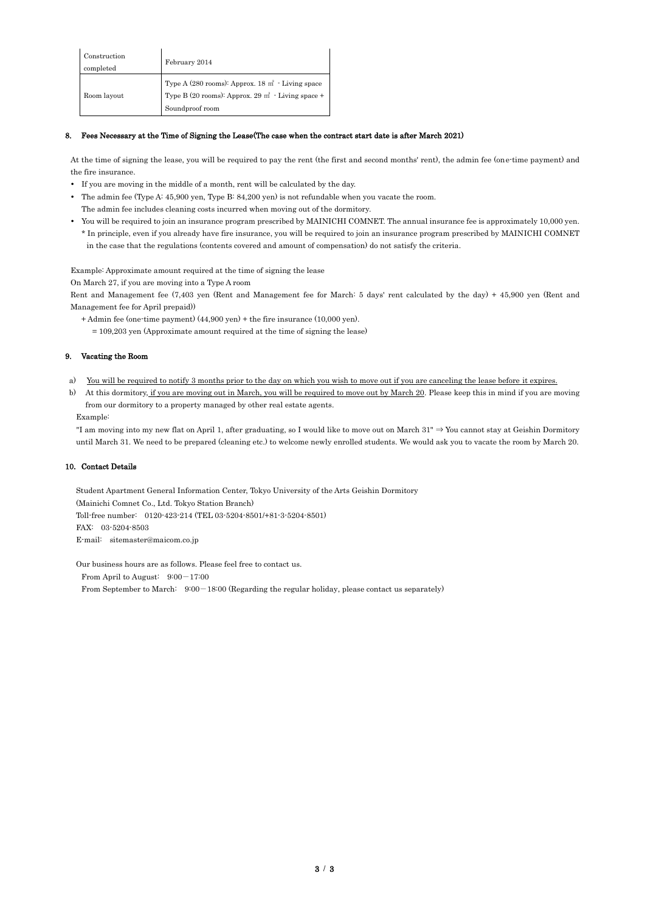| | |
|---|---|
| Construction completed | February 2014 |
| Room layout | Type A (280 rooms): Approx. 18 ㎡ - Living space<br>Type B (20 rooms): Approx. 29 ㎡ - Living space + Soundproof room |

## 8. Fees Necessary at the Time of Signing the Lease(The case when the contract start date is after March 2021)

At the time of signing the lease, you will be required to pay the rent (the first and second months' rent), the admin fee (one-time payment) and the fire insurance.

- If you are moving in the middle of a month, rent will be calculated by the day.
- The admin fee (Type A: 45,900 yen, Type B: 84,200 yen) is not refundable when you vacate the room.
  The admin fee includes cleaning costs incurred when moving out of the dormitory.
- You will be required to join an insurance program prescribed by MAINICHI COMNET. The annual insurance fee is approximately 10,000 yen.
  * In principle, even if you already have fire insurance, you will be required to join an insurance program prescribed by MAINICHI COMNET in the case that the regulations (contents covered and amount of compensation) do not satisfy the criteria.

Example: Approximate amount required at the time of signing the lease

On March 27, if you are moving into a Type A room

Rent and Management fee (7,403 yen (Rent and Management fee for March: 5 days' rent calculated by the day) + 45,900 yen (Rent and Management fee for April prepaid))

+ Admin fee (one-time payment) (44,900 yen) + the fire insurance (10,000 yen).

= 109,203 yen (Approximate amount required at the time of signing the lease)

## 9. Vacating the Room

a) You will be required to notify 3 months prior to the day on which you wish to move out if you are canceling the lease before it expires.

b) At this dormitory, if you are moving out in March, you will be required to move out by March 20. Please keep this in mind if you are moving from our dormitory to a property managed by other real estate agents.

Example:

"I am moving into my new flat on April 1, after graduating, so I would like to move out on March 31" ⇒ You cannot stay at Geishin Dormitory until March 31. We need to be prepared (cleaning etc.) to welcome newly enrolled students. We would ask you to vacate the room by March 20.

## 10. Contact Details

Student Apartment General Information Center, Tokyo University of the Arts Geishin Dormitory
(Mainichi Comnet Co., Ltd. Tokyo Station Branch)
Toll-free number: 0120-423-214 (TEL 03-5204-8501/+81-3-5204-8501)
FAX: 03-5204-8503
E-mail: sitemaster@maicom.co.jp

Our business hours are as follows. Please feel free to contact us.

From April to August: 9:00－17:00

From September to March: 9:00－18:00 (Regarding the regular holiday, please contact us separately)